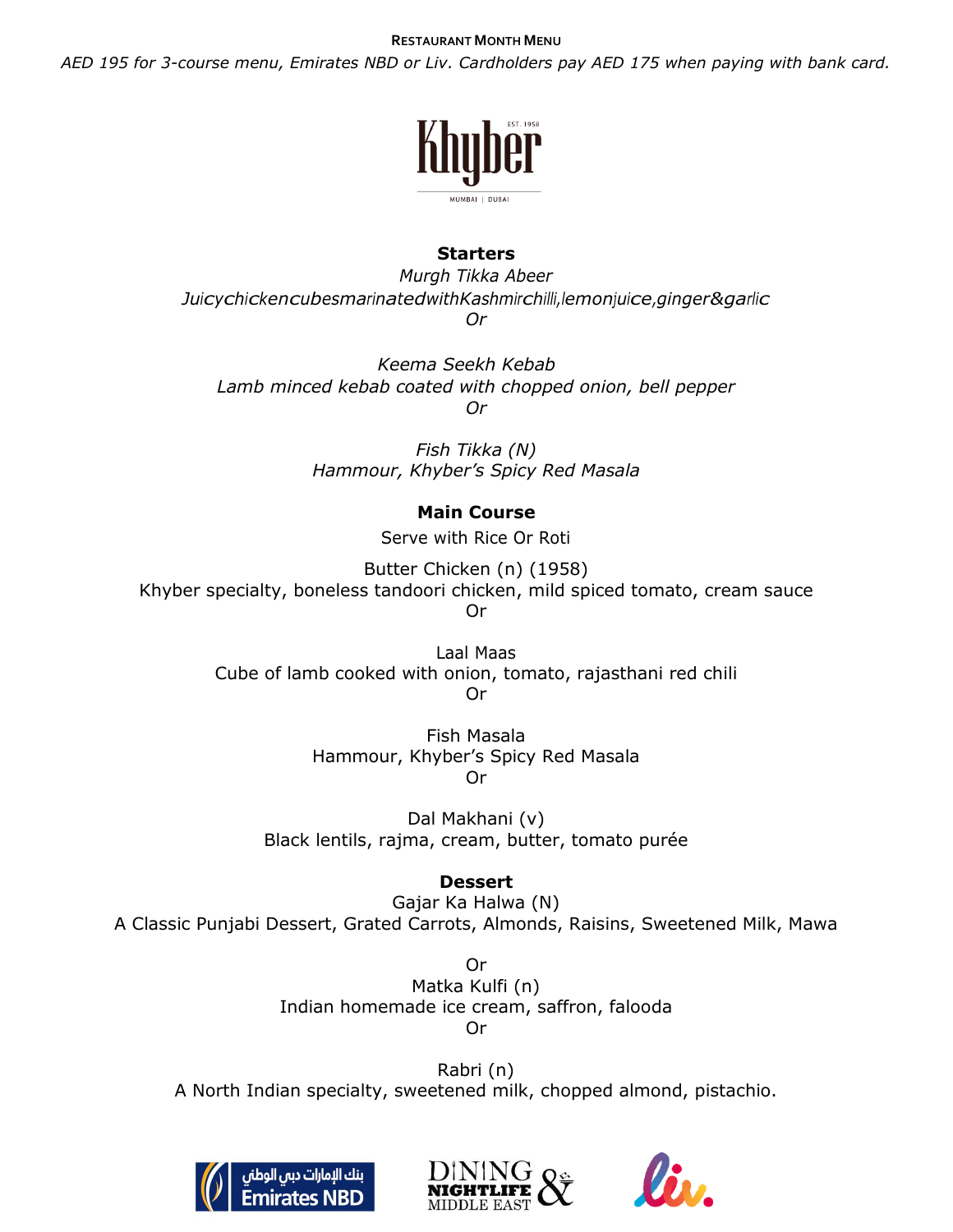RESTAURANT MONTH MENU

*AED 195 for 3-course menu, Emirates NBD or Liv. Cardholders pay AED 175 when paying with bank card.*

Khyber
EST. 1958
MUMBAI | DUBAI

**Starters**

*Murgh Tikka Abeer*
*Juicychickencubesmarinatedwith Kashmirchilli,lemonjuice,ginger&garlic*
*Or*

*Keema Seekh Kebab*
*Lamb minced kebab coated with chopped onion, bell pepper*
*Or*

*Fish Tikka (N)*
*Hammour, Khyber's Spicy Red Masala*

**Main Course**

Serve with Rice Or Roti

Butter Chicken (n) (1958)
Khyber specialty, boneless tandoori chicken, mild spiced tomato, cream sauce
Or

Laal Maas
Cube of lamb cooked with onion, tomato, rajasthani red chili
Or

Fish Masala
Hammour, Khyber's Spicy Red Masala
Or

Dal Makhani (v)
Black lentils, rajma, cream, butter, tomato purée

**Dessert**

Gajar Ka Halwa (N)
A Classic Punjabi Dessert, Grated Carrots, Almonds, Raisins, Sweetened Milk, Mawa

Or
Matka Kulfi (n)
Indian homemade ice cream, saffron, falooda
Or

Rabri (n)
A North Indian specialty, sweetened milk, chopped almond, pistachio.

بنك الإمارات دبي الوطني Emirates NBD

DINING & NIGHTLIFE MIDDLE EAST

liv.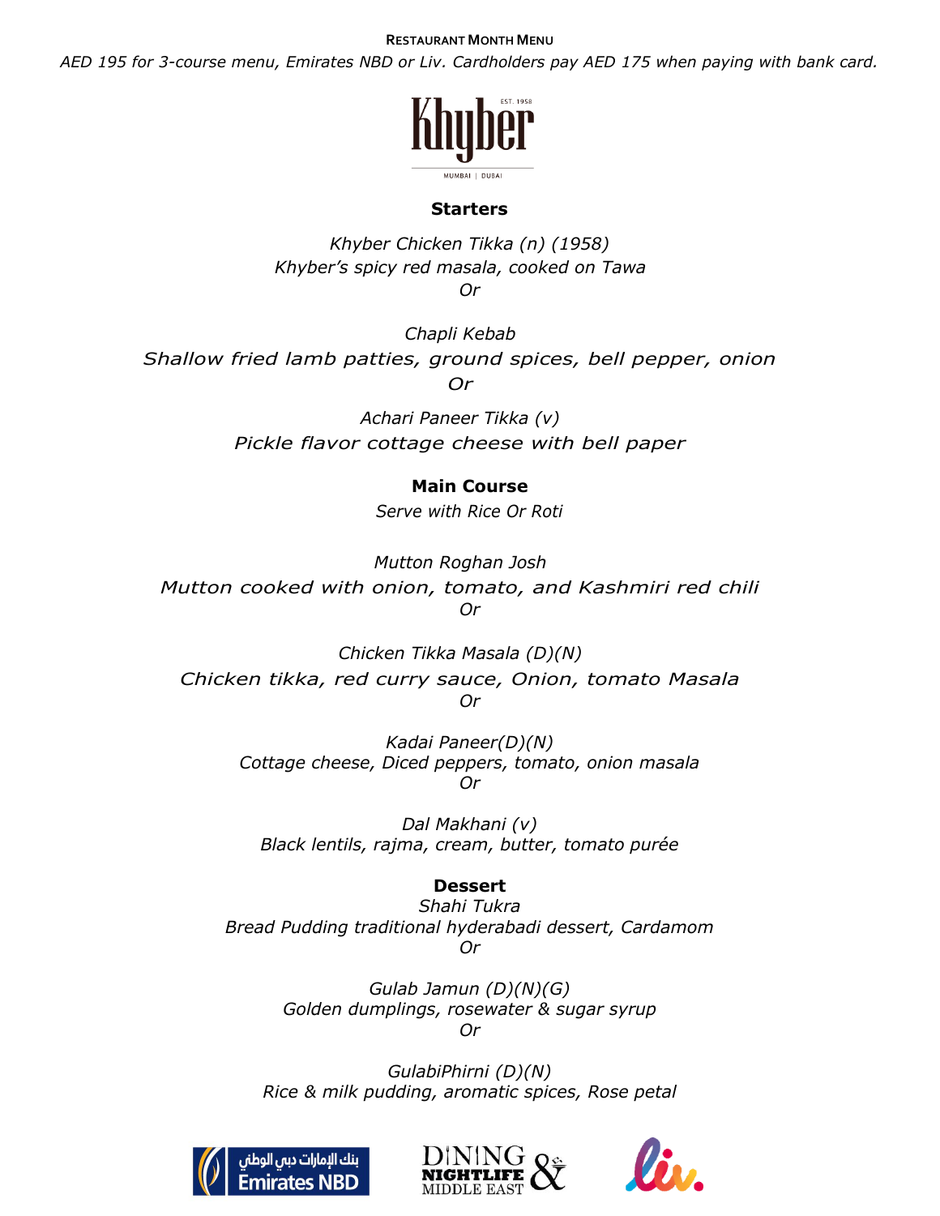**RESTAURANT MONTH MENU**

*AED 195 for 3-course menu, Emirates NBD or Liv. Cardholders pay AED 175 when paying with bank card.*

## Starters

*Khyber Chicken Tikka (n) (1958)*
*Khyber's spicy red masala, cooked on Tawa*
*Or*

*Chapli Kebab*
*Shallow fried lamb patties, ground spices, bell pepper, onion*
*Or*

*Achari Paneer Tikka (v)*
*Pickle flavor cottage cheese with bell paper*

## Main Course

*Serve with Rice Or Roti*

*Mutton Roghan Josh*
*Mutton cooked with onion, tomato, and Kashmiri red chili*
*Or*

*Chicken Tikka Masala (D)(N)*
*Chicken tikka, red curry sauce, Onion, tomato Masala*
*Or*

*Kadai Paneer(D)(N)*
*Cottage cheese, Diced peppers, tomato, onion masala*
*Or*

*Dal Makhani (v)*
*Black lentils, rajma, cream, butter, tomato purée*

## Dessert

*Shahi Tukra*
*Bread Pudding traditional hyderabadi dessert, Cardamom*
*Or*

*Gulab Jamun (D)(N)(G)*
*Golden dumplings, rosewater & sugar syrup*
*Or*

*GulabiPhirni (D)(N)*
*Rice & milk pudding, aromatic spices, Rose petal*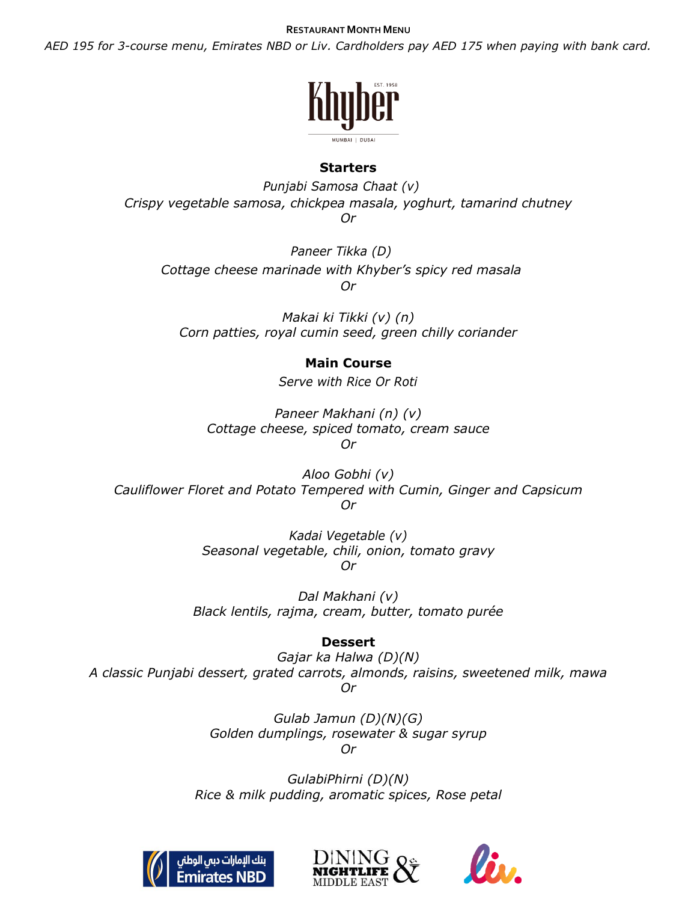RESTAURANT MONTH MENU

*AED 195 for 3-course menu, Emirates NBD or Liv. Cardholders pay AED 175 when paying with bank card.*

Khyber
EST. 1958
MUMBAI | DUBAI

**Starters**

*Punjabi Samosa Chaat (v)*
*Crispy vegetable samosa, chickpea masala, yoghurt, tamarind chutney*
*Or*

*Paneer Tikka (D)*
*Cottage cheese marinade with Khyber's spicy red masala*
*Or*

*Makai ki Tikki (v) (n)*
*Corn patties, royal cumin seed, green chilly coriander*

**Main Course**

*Serve with Rice Or Roti*

*Paneer Makhani (n) (v)*
*Cottage cheese, spiced tomato, cream sauce*
*Or*

*Aloo Gobhi (v)*
*Cauliflower Floret and Potato Tempered with Cumin, Ginger and Capsicum*
*Or*

*Kadai Vegetable (v)*
*Seasonal vegetable, chili, onion, tomato gravy*
*Or*

*Dal Makhani (v)*
*Black lentils, rajma, cream, butter, tomato purée*

**Dessert**

*Gajar ka Halwa (D)(N)*
*A classic Punjabi dessert, grated carrots, almonds, raisins, sweetened milk, mawa*
*Or*

*Gulab Jamun (D)(N)(G)*
*Golden dumplings, rosewater & sugar syrup*
*Or*

*GulabiPhirni (D)(N)*
*Rice & milk pudding, aromatic spices, Rose petal*

بنك الإمارات دبي الوطني Emirates NBD

DINING & NIGHTLIFE MIDDLE EAST

liv.